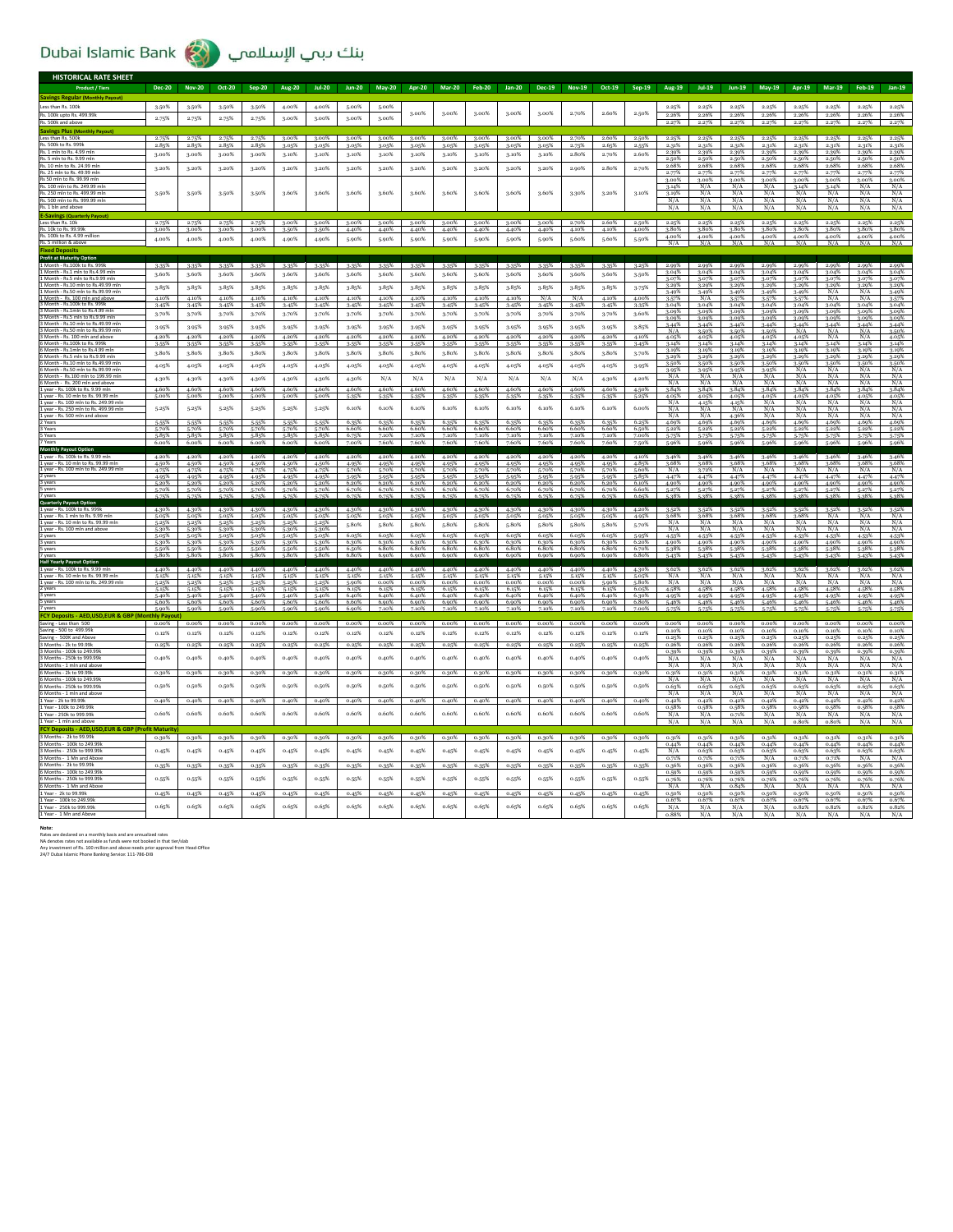# HISTORICAL RATE SHEET

| Product / Tiers | Dec-20 | Nov-20 | Oct-20 | Sep-20 | Aug-20 | Jul-20 | Jun-20 | May-20 | Apr-20 | Mar-20 | Feb-20 | Jan-20 | Dec-19 | Nov-19 | Oct-19 | Sep-19 | Aug-19 | Jul-19 | Jun-19 | May-19 | Apr-19 | Mar-19 | Feb-19 | Jan-19 |
|---|---|---|---|---|---|---|---|---|---|---|---|---|---|---|---|---|---|---|---|---|---|---|---|---|
| **Savings Regular (Monthly Payout)** | | | | | | | | | | | | | | | | | | | | | | | | |
| Less than Rs. 100k | 3.50% | 3.50% | 3.50% | 3.50% | 4.00% | 4.00% | 5.00% | 5.00% | 3.00% | 3.00% | 3.00% | 3.00% | 3.00% | 2.70% | 2.60% | 2.50% | 2.25% | 2.25% | 2.25% | 2.25% | 2.25% | 2.25% | 2.25% | 2.25% |
| Rs. 100k upto Rs. 499.99k | 2.75% | 2.75% | 2.75% | 2.75% | 3.00% | 3.00% | 3.00% | 3.00% | | | | | | | | | 2.26% | 2.26% | 2.26% | 2.26% | 2.26% | 2.26% | 2.26% | 2.26% |
| Rs. 500k and above | | | | | | | | | | | | | | | | | 2.27% | 2.27% | 2.27% | 2.27% | 2.27% | 2.27% | 2.27% | 2.27% |
| **Savings Plus (Monthly Payout)** | | | | | | | | | | | | | | | | | | | | | | | | |
| Less than Rs. 500k | 2.75% | 2.75% | 2.75% | 2.75% | 3.00% | 3.00% | 3.00% | 3.00% | 3.00% | 3.00% | 3.00% | 3.00% | 3.00% | 2.70% | 2.60% | 2.50% | 2.25% | 2.25% | 2.25% | 2.25% | 2.25% | 2.25% | 2.25% | 2.25% |
| Rs. 500k to Rs. 999k | 2.85% | 2.85% | 2.85% | 2.85% | 3.05% | 3.05% | 3.05% | 3.05% | 3.05% | 3.05% | 3.05% | 3.05% | 3.05% | 2.75% | 2.65% | 2.55% | 2.31% | 2.31% | 2.31% | 2.31% | 2.31% | 2.31% | 2.31% | 2.31% |
| Rs. 1 min to Rs. 4.99 mln | 3.00% | 3.00% | 3.00% | 3.00% | 3.10% | 3.10% | 3.10% | 3.10% | 3.10% | 3.10% | 3.10% | 3.10% | 3.10% | 2.80% | 2.70% | 2.60% | 2.39% | 2.39% | 2.39% | 2.39% | 2.39% | 2.39% | 2.39% | 2.39% |
| Rs. 5 mln to Rs. 9.99 mln | | | | | | | | | | | | | | | | | 2.50% | 2.50% | 2.50% | 2.50% | 2.50% | 2.50% | 2.50% | 2.50% |
| Rs. 10 mln to Rs. 24.99 mln | 3.20% | 3.20% | 3.20% | 3.20% | 3.20% | 3.20% | 3.20% | 3.20% | 3.20% | 3.20% | 3.20% | 3.20% | 3.20% | 2.90% | 2.80% | 2.70% | 2.68% | 2.68% | 2.68% | 2.68% | 2.68% | 2.68% | 2.68% | 2.68% |
| Rs. 25 mln to Rs. 49.99 mln | | | | | | | | | | | | | | | | | 2.77% | 2.77% | 2.77% | 2.77% | 2.77% | 2.77% | 2.77% | 2.77% |
| Rs 50 mln to Rs. 99.99 mln | 3.50% | 3.50% | 3.50% | 3.50% | 3.60% | 3.60% | 3.60% | 3.60% | 3.60% | 3.60% | 3.60% | 3.60% | 3.60% | 3.30% | 3.20% | 3.10% | 3.00% | 3.00% | 3.00% | 3.00% | 3.00% | 3.00% | 3.00% | 3.00% |
| Rs. 100 mln to Rs. 249.99 mln | | | | | | | | | | | | | | | | | 3.14% | N/A | N/A | N/A | 3.14% | 3.14% | N/A | N/A |
| Rs. 250 mln to Rs. 499.99 mln | | | | | | | | | | | | | | | | | 3.19% | N/A | N/A | N/A | N/A | N/A | N/A | N/A |
| Rs. 500 mln to Rs. 999.99 mln | | | | | | | | | | | | | | | | | N/A | N/A | N/A | N/A | N/A | N/A | N/A | N/A |
| Rs. 1 bln and above | | | | | | | | | | | | | | | | | N/A | N/A | N/A | N/A | N/A | N/A | N/A | N/A |
| **E-Savings (Quarterly Payout)** | | | | | | | | | | | | | | | | | | | | | | | | |
| Less than Rs. 10k | 2.75% | 2.75% | 2.75% | 2.75% | 3.00% | 3.00% | 3.00% | 3.00% | 3.00% | 3.00% | 3.00% | 3.00% | 3.00% | 2.70% | 2.60% | 2.50% | 2.25% | 2.25% | 2.25% | 2.25% | 2.25% | 2.25% | 2.25% | 2.25% |
| Rs. 10k to Rs. 99.99k | 3.00% | 3.00% | 3.00% | 3.00% | 3.50% | 3.50% | 4.40% | 4.40% | 4.40% | 4.40% | 4.40% | 4.40% | 4.40% | 4.10% | 4.10% | 4.00% | 3.80% | 3.80% | 3.80% | 3.80% | 3.80% | 3.80% | 3.80% | 3.80% |
| Rs. 100k to Rs. 4.99 million | 4.00% | 4.00% | 4.00% | 4.00% | 4.90% | 4.90% | 5.90% | 5.90% | 5.90% | 5.90% | 5.90% | 5.90% | 5.90% | 5.60% | 5.60% | 5.50% | 4.00% | 4.00% | 4.00% | 4.00% | 4.00% | 4.00% | 4.00% | 4.00% |
| Rs. 5 million & above | | | | | | | | | | | | | | | | | N/A | N/A | N/A | N/A | N/A | N/A | N/A | N/A |
| **Fixed Deposits** | | | | | | | | | | | | | | | | | | | | | | | | |
| **Profit at Maturity Option** | | | | | | | | | | | | | | | | | | | | | | | | |
| 1 Month - Rs.100k to Rs. 999k | 3.35% | 3.35% | 3.35% | 3.35% | 3.35% | 3.35% | 3.35% | 3.35% | 3.35% | 3.35% | 3.35% | 3.35% | 3.35% | 3.35% | 3.35% | 3.25% | 2.99% | 2.99% | 2.99% | 2.99% | 2.99% | 2.99% | 2.99% | 2.99% |
| 1 Month - Rs.1 mln to Rs.4.99 mln | 3.60% | 3.60% | 3.60% | 3.60% | 3.60% | 3.60% | 3.60% | 3.60% | 3.60% | 3.60% | 3.60% | 3.60% | 3.60% | 3.60% | 3.60% | 3.50% | 3.04% | 3.04% | 3.04% | 3.04% | 3.04% | 3.04% | 3.04% | 3.04% |
| 1 Month - Rs.5 mln to Rs.9.99 mln | 3.85% | 3.85% | 3.85% | 3.85% | 3.85% | 3.85% | 3.85% | 3.85% | 3.85% | 3.85% | 3.85% | 3.85% | 3.85% | 3.85% | 3.85% | 3.75% | 3.07% | 3.07% | 3.07% | 3.07% | 3.07% | 3.07% | 3.07% | 3.07% |
| 1 Month - Rs.10 mln to Rs.49.99 mln | | | | | | | | | | | | | | | | | 3.29% | 3.29% | 3.29% | 3.29% | 3.29% | 3.29% | 3.29% | 3.29% |
| 1 Month - Rs.50 mln to Rs.99.99 mln | | | | | | | | | | | | | | | | | 3.49% | 3.49% | 3.49% | 3.49% | 3.49% | N/A | N/A | 3.49% |
| 1 Month - Rs. 100 mln and above | 4.10% | 4.10% | 4.10% | 4.10% | 4.10% | 4.10% | 4.10% | 4.10% | 4.10% | 4.10% | 4.10% | 4.10% | N/A | N/A | 4.10% | 4.00% | 3.57% | N/A | 3.57% | 3.57% | 3.57% | N/A | N/A | 3.57% |
| 3 Month - Rs.100k to Rs. 999k | 3.45% | 3.45% | 3.45% | 3.45% | 3.45% | 3.45% | 3.45% | 3.45% | 3.45% | 3.45% | 3.45% | 3.45% | 3.45% | 3.45% | 3.45% | 3.35% | 3.04% | 3.04% | 3.04% | 3.04% | 3.04% | 3.04% | 3.04% | 3.04% |
| 3 Month - Rs.1mln to Rs.4.99 mln | 3.70% | 3.70% | 3.70% | 3.70% | 3.70% | 3.70% | 3.70% | 3.70% | 3.70% | 3.70% | 3.70% | 3.70% | 3.70% | 3.70% | 3.70% | 3.60% | 3.09% | 3.09% | 3.09% | 3.09% | 3.09% | 3.09% | 3.09% | 3.09% |
| 3 Month - Rs.5 mln to Rs.9.99 mln | | | | | | | | | | | | | | | | | 3.09% | 3.09% | 3.09% | 3.09% | 3.09% | 3.09% | 3.09% | 3.09% |
| 3 Month - Rs.10 mln to Rs.49.99 mln | 3.95% | 3.95% | 3.95% | 3.95% | 3.95% | 3.95% | 3.95% | 3.95% | 3.95% | 3.95% | 3.95% | 3.95% | 3.95% | 3.95% | 3.95% | 3.85% | 3.44% | 3.44% | 3.44% | 3.44% | 3.44% | 3.44% | 3.44% | 3.44% |
| 3 Month - Rs.50 mln to Rs.99.99 mln | | | | | | | | | | | | | | | | | N/A | 3.50% | 3.50% | 3.50% | 3.50% | N/A | N/A | 3.50% |
| 3 Months - Rs. 100 mln and above | 4.20% | 4.20% | 4.20% | 4.20% | 4.20% | 4.20% | 4.20% | 4.20% | 4.20% | 4.20% | 4.20% | 4.20% | 4.20% | 4.20% | 4.20% | 4.05% | 4.05% | 4.05% | 4.05% | 4.05% | 4.05% | N/A | N/A | 4.05% |
| 6 Month - Rs.100k to Rs. 999k | 3.55% | 3.55% | 3.55% | 3.55% | 3.55% | 3.55% | 3.55% | 3.55% | 3.55% | 3.55% | 3.55% | 3.55% | 3.55% | 3.55% | 3.55% | 3.45% | 3.14% | 3.14% | 3.14% | 3.14% | 3.14% | 3.14% | 3.14% | 3.14% |
| 6 Month - Rs.1mln to Rs.4.99 mln | 3.80% | 3.80% | 3.80% | 3.80% | 3.80% | 3.80% | 3.80% | 3.80% | 3.80% | 3.80% | 3.80% | 3.80% | 3.80% | 3.80% | 3.80% | 3.70% | 3.19% | 3.19% | 3.19% | 3.19% | 3.19% | 3.19% | 3.19% | 3.19% |
| 6 Month - Rs.5 mln to Rs.9.99 mln | | | | | | | | | | | | | | | | | 3.29% | 3.29% | 3.29% | 3.29% | 3.29% | 3.29% | 3.29% | 3.29% |
| 6 Month - Rs.10 mln to Rs.49.99 mln | 4.05% | 4.05% | 4.05% | 4.05% | 4.05% | 4.05% | 4.05% | 4.05% | 4.05% | 4.05% | 4.05% | 4.05% | 4.05% | 4.05% | 4.05% | 3.95% | 3.50% | 3.50% | 3.50% | 3.50% | 3.50% | 3.50% | 3.50% | 3.50% |
| 6 Month - Rs.50 mln to Rs.99.99 mln | | | | | | | | | | | | | | | | | 3.95% | 3.95% | 3.95% | 3.95% | N/A | N/A | N/A | N/A |
| 6 Months - Rs. 100 mln to Rs. 199.99 mln | 4.30% | 4.30% | 4.30% | 4.30% | 4.30% | 4.30% | 4.30% | N/A | N/A | N/A | N/A | N/A | N/A | 4.30% | 4.30% | 4.20% | N/A | N/A | N/A | N/A | N/A | N/A | N/A | N/A |
| 6 Months - Rs. 200 mln and above | | | | | | | | | | | | | | | | | N/A | N/A | N/A | N/A | N/A | N/A | N/A | N/A |
| 1 year - Rs. 100k to Rs. 9.99 mln | 4.60% | 4.60% | 4.60% | 4.60% | 4.60% | 4.60% | 4.60% | 4.60% | 4.60% | 4.60% | 4.60% | 4.60% | 4.60% | 4.60% | 4.60% | 4.50% | 3.84% | 3.84% | 3.84% | 3.84% | 3.84% | 3.84% | 3.84% | 3.84% |
| 1 year - Rs. 10 mln to Rs. 99.99 mln | 5.00% | 5.00% | 5.00% | 5.00% | 5.00% | 5.00% | 5.35% | 5.35% | 5.35% | 5.35% | 5.35% | 5.35% | 5.35% | 5.35% | 5.35% | 5.25% | 4.05% | 4.05% | 4.05% | 4.05% | 4.05% | 4.05% | 4.05% | 4.05% |
| 1 year - Rs. 100 mln to Rs. 249.99 mln | 5.25% | 5.25% | 5.25% | 5.25% | 5.25% | 5.25% | 6.10% | 6.10% | 6.10% | 6.10% | 6.10% | 6.10% | 6.10% | 6.10% | 6.10% | 6.00% | N/A | 4.15% | 4.15% | N/A | N/A | N/A | N/A | N/A |
| 1 year - Rs. 250 mln to Rs. 499.99 mln | | | | | | | | | | | | | | | | | N/A | N/A | N/A | N/A | N/A | N/A | N/A | N/A |
| 1 year - Rs. 500 mln and above | | | | | | | | | | | | | | | | | N/A | N/A | 4.36% | N/A | N/A | N/A | N/A | N/A |
| 2 Years | 5.55% | 5.55% | 5.55% | 5.55% | 5.55% | 5.55% | 6.35% | 6.35% | 6.35% | 6.35% | 6.35% | 6.35% | 6.35% | 6.35% | 6.35% | 6.25% | 4.69% | 4.69% | 4.69% | 4.69% | 4.69% | 4.69% | 4.69% | 4.69% |
| 3 Years | 5.70% | 5.70% | 5.70% | 5.70% | 5.70% | 5.70% | 6.60% | 6.60% | 6.60% | 6.60% | 6.60% | 6.60% | 6.60% | 6.60% | 6.60% | 6.50% | 5.22% | 5.22% | 5.22% | 5.22% | 5.22% | 5.22% | 5.22% | 5.22% |
| 5 Years | 5.85% | 5.85% | 5.85% | 5.85% | 5.85% | 5.85% | 7.10% | 7.10% | 7.10% | 7.10% | 7.10% | 7.10% | 7.10% | 7.10% | 7.10% | 7.00% | 5.75% | 5.75% | 5.75% | 5.75% | 5.75% | 5.75% | 5.75% | 5.75% |
| 7 Years | 6.00% | 6.00% | 6.00% | 6.00% | 6.00% | 6.00% | 7.60% | 7.60% | 7.60% | 7.60% | 7.60% | 7.60% | 7.60% | 7.60% | 7.60% | 7.50% | 5.96% | 5.96% | 5.96% | 5.96% | 5.96% | 5.96% | 5.96% | 5.96% |
| **Monthly Payout Option** | | | | | | | | | | | | | | | | | | | | | | | | |
| 1 year - Rs. 100k to Rs. 9.99 mln | 4.20% | 4.20% | 4.20% | 4.20% | 4.20% | 4.20% | 4.20% | 4.20% | 4.20% | 4.20% | 4.20% | 4.20% | 4.20% | 4.20% | 4.20% | 4.10% | 3.46% | 3.46% | 3.46% | 3.46% | 3.46% | 3.46% | 3.46% | 3.46% |
| 1 year - Rs. 10 mln to Rs. 99.99 mln | 4.50% | 4.50% | 4.50% | 4.50% | 4.50% | 4.50% | 4.95% | 4.95% | 4.95% | 4.95% | 4.95% | 4.95% | 4.95% | 4.95% | 4.95% | 4.85% | 3.68% | 3.68% | 3.68% | 3.68% | 3.68% | 3.68% | 3.68% | 3.68% |
| 1 year - Rs. 100 mln to Rs. 249.99 mln | 4.75% | 4.75% | 4.75% | 4.75% | 4.75% | 4.75% | 5.70% | 5.70% | 5.70% | 5.70% | 5.70% | 5.70% | 5.70% | 5.70% | 5.70% | 5.60% | N/A | 3.72% | N/A | N/A | N/A | N/A | N/A | N/A |
| 2 years | 4.95% | 4.95% | 4.95% | 4.95% | 4.95% | 4.95% | 5.95% | 5.95% | 5.95% | 5.95% | 5.95% | 5.95% | 5.95% | 5.95% | 5.95% | 5.85% | 4.47% | 4.47% | 4.47% | 4.47% | 4.47% | 4.47% | 4.47% | 4.47% |
| 3 years | 5.20% | 5.20% | 5.20% | 5.20% | 5.20% | 5.20% | 6.20% | 6.20% | 6.20% | 6.20% | 6.20% | 6.20% | 6.20% | 6.20% | 6.20% | 6.10% | 4.90% | 4.90% | 4.90% | 4.90% | 4.90% | 4.90% | 4.90% | 4.90% |
| 5 years | 5.70% | 5.70% | 5.70% | 5.70% | 5.70% | 5.70% | 6.70% | 6.70% | 6.70% | 6.70% | 6.70% | 6.70% | 6.70% | 6.70% | 6.70% | 6.60% | 5.27% | 5.27% | 5.27% | 5.27% | 5.27% | 5.27% | 5.27% | 5.27% |
| 7 years | 5.75% | 5.75% | 5.75% | 5.75% | 5.75% | 5.75% | 6.75% | 6.75% | 6.75% | 6.75% | 6.75% | 6.75% | 6.75% | 6.75% | 6.75% | 6.65% | 5.38% | 5.38% | 5.38% | 5.38% | 5.38% | 5.38% | 5.38% | 5.38% |
| **Quarterly Payout Option** | | | | | | | | | | | | | | | | | | | | | | | | |
| 1 year - Rs. 100k to Rs. 9.99 mln | 4.30% | 4.30% | 4.30% | 4.30% | 4.30% | 4.30% | 4.30% | 4.30% | 4.30% | 4.30% | 4.30% | 4.30% | 4.30% | 4.30% | 4.30% | 4.20% | 3.52% | 3.52% | 3.52% | 3.52% | 3.52% | 3.52% | 3.52% | 3.52% |
| 1 year - Rs. 1 mln to Rs. 9.99 mln | 5.05% | 5.05% | 5.05% | 5.05% | 5.05% | 5.05% | 5.05% | 5.05% | 5.05% | 5.05% | 5.05% | 5.05% | 5.05% | 5.05% | 5.05% | 4.95% | 3.68% | 3.68% | 3.68% | 3.68% | 3.68% | 3.68% | N/A | N/A |
| 1 year - Rs. 10 mln to Rs. 99.99 mln | 5.25% | 5.25% | 5.25% | 5.25% | 5.25% | 5.25% | 5.80% | 5.80% | 5.80% | 5.80% | 5.80% | 5.80% | 5.80% | 5.80% | 5.80% | 5.70% | N/A | N/A | N/A | N/A | N/A | N/A | N/A | N/A |
| 1 year - Rs. 100 mln and above | 5.30% | 5.30% | 5.30% | 5.30% | 5.30% | 5.30% | | | | | | | | | | | N/A | N/A | N/A | N/A | N/A | N/A | N/A | N/A |
| 2 years | 5.05% | 5.05% | 5.05% | 5.05% | 5.05% | 5.05% | 6.05% | 6.05% | 6.05% | 6.05% | 6.05% | 6.05% | 6.05% | 6.05% | 6.05% | 5.95% | 4.53% | 4.53% | 4.53% | 4.53% | 4.53% | 4.53% | 4.53% | 4.53% |
| 3 years | 5.30% | 5.30% | 5.30% | 5.30% | 5.30% | 5.30% | 6.30% | 6.30% | 6.30% | 6.30% | 6.30% | 6.30% | 6.30% | 6.30% | 6.30% | 6.20% | 4.90% | 4.90% | 4.90% | 4.90% | 4.90% | 4.90% | 4.90% | 4.90% |
| 5 years | 5.50% | 5.50% | 5.50% | 5.50% | 5.50% | 5.50% | 6.80% | 6.80% | 6.80% | 6.80% | 6.80% | 6.80% | 6.80% | 6.80% | 6.80% | 6.70% | 5.38% | 5.38% | 5.38% | 5.38% | 5.38% | 5.38% | 5.38% | 5.38% |
| 7 years | 5.80% | 5.80% | 5.80% | 5.80% | 5.80% | 5.80% | 6.90% | 6.90% | 6.90% | 6.90% | 6.90% | 6.90% | 6.90% | 6.90% | 6.90% | 6.80% | 5.43% | 5.43% | 5.43% | 5.43% | 5.43% | 5.43% | 5.43% | 5.43% |
| **Half Yearly Payout Option** | | | | | | | | | | | | | | | | | | | | | | | | |
| 1 year - Rs. 100k to Rs. 9.99 mln | 4.40% | 4.40% | 4.40% | 4.40% | 4.40% | 4.40% | 4.40% | 4.40% | 4.40% | 4.40% | 4.40% | 4.40% | 4.40% | 4.40% | 4.40% | 4.30% | 3.62% | 3.62% | 3.62% | 3.62% | 3.62% | 3.62% | 3.62% | 3.62% |
| 1 year - Rs. 10 mln to Rs. 99.99 mln | 5.15% | 5.15% | 5.15% | 5.15% | 5.15% | 5.15% | 5.15% | 5.15% | 5.15% | 5.15% | 5.15% | 5.15% | 5.15% | 5.15% | 5.15% | 5.05% | N/A | N/A | N/A | N/A | N/A | N/A | N/A | N/A |
| 1 year - Rs. 100 mln to Rs. 249.99 mln | 5.25% | 5.25% | 5.25% | 5.25% | 5.25% | 5.25% | 5.90% | 0.00% | 0.00% | 0.00% | 0.00% | 0.00% | 0.00% | 0.00% | 5.90% | 5.80% | N/A | N/A | N/A | N/A | N/A | N/A | N/A | N/A |
| 2 years | 5.15% | 5.15% | 5.15% | 5.15% | 5.15% | 5.15% | 6.15% | 6.15% | 6.15% | 6.15% | 6.15% | 6.15% | 6.15% | 6.15% | 6.15% | 6.05% | 4.58% | 4.58% | 4.58% | 4.58% | 4.58% | 4.58% | 4.58% | 4.58% |
| 3 years | 5.40% | 5.40% | 5.40% | 5.40% | 5.40% | 5.40% | 6.40% | 6.40% | 6.40% | 6.40% | 6.40% | 6.40% | 6.40% | 6.40% | 6.40% | 6.30% | 4.95% | 4.95% | 4.95% | 4.95% | 4.95% | 4.95% | 4.95% | 4.95% |
| 5 years | 5.60% | 5.60% | 5.60% | 5.60% | 5.60% | 5.60% | 6.90% | 6.90% | 6.90% | 6.90% | 6.90% | 6.90% | 6.90% | 6.90% | 6.90% | 6.80% | 5.46% | 5.46% | 5.46% | 5.46% | 5.46% | 5.46% | 5.46% | 5.46% |
| 7 years | 5.90% | 5.90% | 5.90% | 5.90% | 5.90% | 5.90% | 7.10% | 7.10% | 7.10% | 7.10% | 7.10% | 7.10% | 7.10% | 7.10% | 7.10% | 7.00% | 5.75% | 5.75% | 5.75% | 5.75% | 5.75% | 5.75% | 5.75% | 5.75% |
| **FCY Deposits - AED,USD,EUR & GBP (Monthly Payout)** | | | | | | | | | | | | | | | | | | | | | | | | |
| Saving - Less than 500 | 0.00% | 0.00% | 0.00% | 0.00% | 0.00% | 0.00% | 0.00% | 0.00% | 0.00% | 0.00% | 0.00% | 0.00% | 0.00% | 0.00% | 0.00% | 0.00% | 0.00% | 0.00% | 0.00% | 0.00% | 0.00% | 0.00% | 0.00% | 0.00% |
| Saving - 500 to 499.99k | 0.12% | 0.12% | 0.12% | 0.12% | 0.12% | 0.12% | 0.12% | 0.12% | 0.12% | 0.12% | 0.12% | 0.12% | 0.12% | 0.12% | 0.12% | 0.12% | 0.10% | 0.10% | 0.10% | 0.10% | 0.10% | 0.10% | 0.10% | 0.10% |
| Saving - 500K and Above | | | | | | | | | | | | | | | | | 0.25% | 0.25% | 0.25% | 0.25% | 0.25% | 0.25% | 0.25% | 0.25% |
| 3 Months - 2k to 99.99k | 0.25% | 0.25% | 0.25% | 0.25% | 0.25% | 0.25% | 0.25% | 0.25% | 0.25% | 0.25% | 0.25% | 0.25% | 0.25% | 0.25% | 0.25% | 0.25% | 0.26% | 0.26% | 0.26% | 0.26% | 0.26% | 0.26% | 0.26% | 0.26% |
| 3 Months - 100k to 249.99k | 0.40% | 0.40% | 0.40% | 0.40% | 0.40% | 0.40% | 0.40% | 0.40% | 0.40% | 0.40% | 0.40% | 0.40% | 0.40% | 0.40% | 0.40% | 0.40% | 0.39% | 0.39% | 0.39% | 0.39% | 0.39% | 0.39% | 0.39% | 0.39% |
| 3 Months - 250k to 999.99k | | | | | | | | | | | | | | | | | N/A | N/A | N/A | N/A | N/A | N/A | N/A | N/A |
| 3 Months - 1 mln and above | | | | | | | | | | | | | | | | | N/A | N/A | N/A | N/A | N/A | N/A | N/A | N/A |
| 6 Months - 2k to 99.99k | 0.30% | 0.30% | 0.30% | 0.30% | 0.30% | 0.30% | 0.30% | 0.30% | 0.30% | 0.30% | 0.30% | 0.30% | 0.30% | 0.30% | 0.30% | 0.30% | 0.31% | 0.31% | 0.31% | 0.31% | 0.31% | 0.31% | 0.31% | 0.31% |
| 6 Months - 100k to 249.99k | 0.50% | 0.50% | 0.50% | 0.50% | 0.50% | 0.50% | 0.50% | 0.50% | 0.50% | 0.50% | 0.50% | 0.50% | 0.50% | 0.50% | 0.50% | 0.50% | N/A | N/A | N/A | N/A | N/A | N/A | N/A | N/A |
| 6 Months - 250k to 999.99k | | | | | | | | | | | | | | | | | 0.63% | 0.63% | 0.63% | 0.63% | 0.63% | 0.63% | 0.63% | 0.63% |
| 6 Months - 1 mln and above | | | | | | | | | | | | | | | | | N/A | N/A | N/A | N/A | N/A | N/A | N/A | N/A |
| 1 Year - 2k to 99.99k | 0.40% | 0.40% | 0.40% | 0.40% | 0.40% | 0.40% | 0.40% | 0.40% | 0.40% | 0.40% | 0.40% | 0.40% | 0.40% | 0.40% | 0.40% | 0.40% | 0.42% | 0.42% | 0.42% | 0.42% | 0.42% | 0.42% | 0.42% | 0.42% |
| 1 Year - 100k to 249.99k | 0.60% | 0.60% | 0.60% | 0.60% | 0.60% | 0.60% | 0.60% | 0.60% | 0.60% | 0.60% | 0.60% | 0.60% | 0.60% | 0.60% | 0.60% | 0.60% | 0.58% | 0.58% | 0.58% | 0.58% | 0.58% | 0.58% | 0.58% | 0.58% |
| 1 Year - 250k to 999.99k | | | | | | | | | | | | | | | | | N/A | N/A | N/A | 0.71% | N/A | N/A | N/A | N/A |
| 1 Year - 1 mln and above | | | | | | | | | | | | | | | | | N/A | N/A | N/A | N/A | N/A | 0.80% | 0.80% | N/A |
| **FCY Deposits - AED,USD,EUR & GBP (Profit Maturity)** | | | | | | | | | | | | | | | | | | | | | | | | |
| 3 Months - 2k to 99.99k | 0.30% | 0.30% | 0.30% | 0.30% | 0.30% | 0.30% | 0.30% | 0.30% | 0.30% | 0.30% | 0.30% | 0.30% | 0.30% | 0.30% | 0.30% | 0.30% | 0.31% | 0.31% | 0.31% | 0.31% | 0.31% | 0.31% | 0.31% | 0.31% |
| 3 Months - 100k to 249.99k | 0.45% | 0.45% | 0.45% | 0.45% | 0.45% | 0.45% | 0.45% | 0.45% | 0.45% | 0.45% | 0.45% | 0.45% | 0.45% | 0.45% | 0.45% | 0.45% | 0.44% | 0.44% | 0.44% | 0.44% | 0.44% | 0.44% | 0.44% | 0.44% |
| 3 Months - 250k to 999.99k | | | | | | | | | | | | | | | | | N/A | 0.63% | 0.63% | 0.63% | 0.63% | 0.63% | 0.63% | 0.63% |
| 3 Months - 1 Mn and Above | | | | | | | | | | | | | | | | | 0.71% | 0.71% | 0.71% | 0.71% | 0.71% | 0.71% | 0.71% | N/A |
| 6 Months - 2k to 99.99k | 0.35% | 0.35% | 0.35% | 0.35% | 0.35% | 0.35% | 0.35% | 0.35% | 0.35% | 0.35% | 0.35% | 0.35% | 0.35% | 0.35% | 0.35% | 0.35% | 0.36% | 0.36% | 0.36% | 0.36% | 0.36% | 0.36% | 0.36% | 0.36% |
| 6 Months - 100k to 249.99k | 0.55% | 0.55% | 0.55% | 0.55% | 0.55% | 0.55% | 0.55% | 0.55% | 0.55% | 0.55% | 0.55% | 0.55% | 0.55% | 0.55% | 0.55% | 0.55% | 0.59% | 0.59% | 0.59% | 0.59% | 0.59% | 0.59% | 0.59% | 0.59% |
| 6 Months - 250k to 999.99k | | | | | | | | | | | | | | | | | 0.76% | 0.76% | 0.76% | 0.76% | 0.76% | 0.76% | 0.76% | 0.76% |
| 6 Months - 1 Mn and Above | | | | | | | | | | | | | | | | | N/A | N/A | 0.84% | N/A | N/A | N/A | N/A | N/A |
| 1 Year - 2k to 99.99k | 0.45% | 0.45% | 0.45% | 0.45% | 0.45% | 0.45% | 0.45% | 0.45% | 0.45% | 0.45% | 0.45% | 0.45% | 0.45% | 0.45% | 0.45% | 0.45% | 0.50% | 0.50% | 0.50% | 0.50% | 0.50% | 0.50% | 0.50% | 0.50% |
| 1 Year - 100k to 249.99k | 0.65% | 0.65% | 0.65% | 0.65% | 0.65% | 0.65% | 0.65% | 0.65% | 0.65% | 0.65% | 0.65% | 0.65% | 0.65% | 0.65% | 0.65% | 0.65% | 0.67% | 0.67% | 0.67% | 0.67% | 0.67% | 0.67% | 0.67% | 0.67% |
| 1 Year - 250k to 999.99k | | | | | | | | | | | | | | | | | N/A | N/A | N/A | N/A | 0.82% | 0.82% | 0.82% | 0.82% |
| 1 Year - 1 Mn and Above | | | | | | | | | | | | | | | | | 0.88% | N/A | N/A | N/A | N/A | N/A | N/A | N/A |

**Note:**

Rates are declared on a monthly basis and are annualized rates

NA denotes rates not available as funds were not booked in that tier/slab

Any investment of Rs. 100 million and above needs prior approval from Head-Office

24/7 Dubai Islamic Phone Banking Service: 111-786-DIB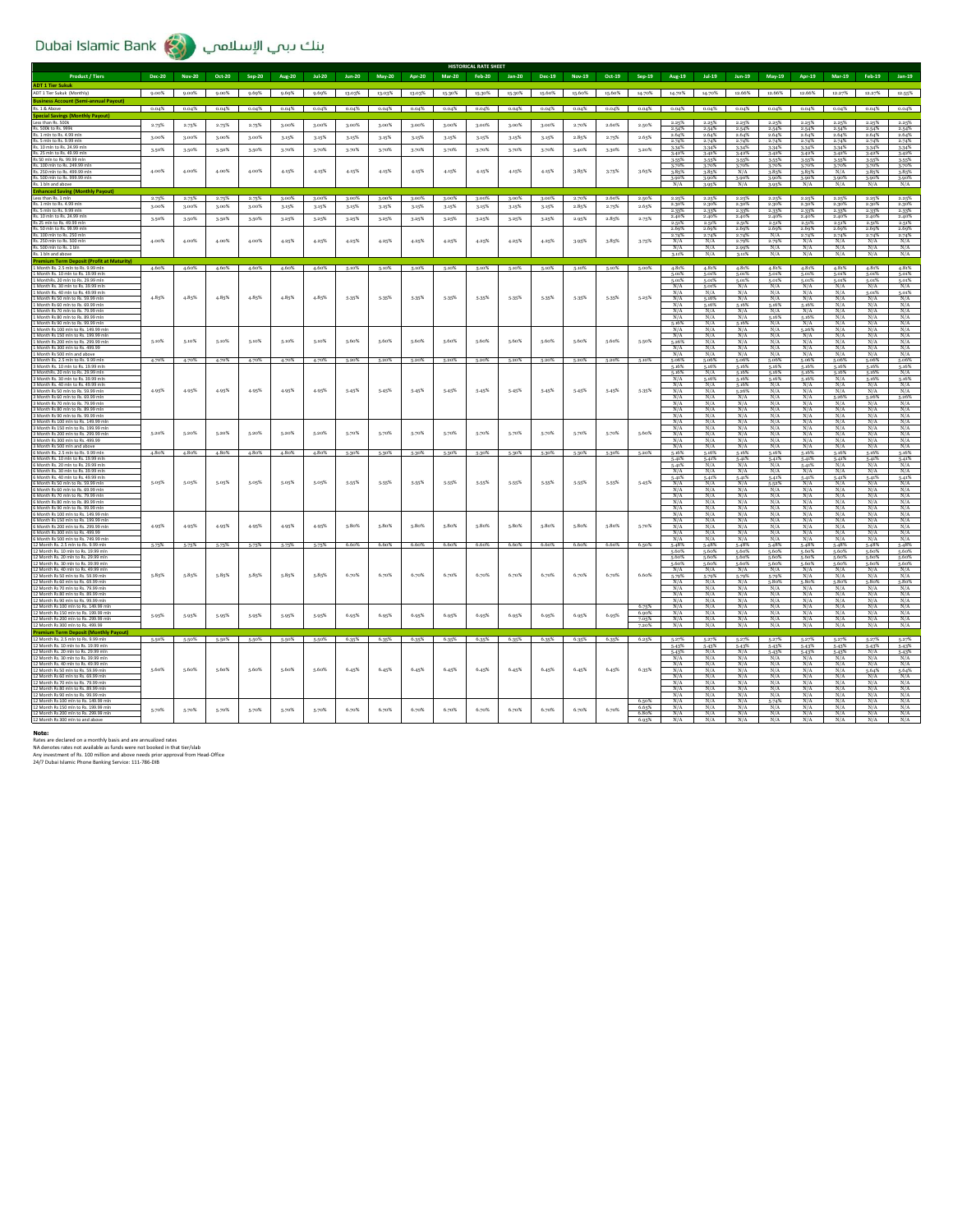# Dubai Islamic Bank بنك دبي الإسلامي

## HISTORICAL RATE SHEET

| Product / Tiers | Dec-20 | Nov-20 | Oct-20 | Sep-20 | Aug-20 | Jul-20 | Jun-20 | May-20 | Apr-20 | Mar-20 | Feb-20 | Jan-20 | Dec-19 | Nov-19 | Oct-19 | Sep-19 | Aug-19 | Jul-19 | Jun-19 | May-19 | Apr-19 | Mar-19 | Feb-19 | Jan-19 |
|---|---|---|---|---|---|---|---|---|---|---|---|---|---|---|---|---|---|---|---|---|---|---|---|---|
| **ADT 1 Tier Sukuk** | | | | | | | | | | | | | | | | | | | | | | | | |
| ADT 1 Tier Sukuk (Monthly) | 9.00% | 9.00% | 9.00% | 9.69% | 9.69% | 9.60% | 13.03% | 13.03% | 13.03% | 15.30% | 15.30% | 15.30% | 15.60% | 15.60% | 15.60% | 14.70% | 14.70% | 14.70% | 12.66% | 12.66% | 12.66% | 12.27% | 12.27% | 12.55% |
| **Business Account (Semi-annual Payout)** | | | | | | | | | | | | | | | | | | | | | | | | |
| Rs. 1 & Above | 0.04% | 0.04% | 0.04% | 0.04% | 0.04% | 0.04% | 0.04% | 0.04% | 0.04% | 0.04% | 0.04% | 0.04% | 0.04% | 0.04% | 0.04% | 0.04% | 0.04% | 0.04% | 0.04% | 0.04% | 0.04% | 0.04% | 0.04% | 0.04% |
| **Special Savings (Monthly Payout)** | | | | | | | | | | | | | | | | | | | | | | | | |
| Less than Rs. 500k | 2.75% | 2.75% | 2.75% | 2.75% | 3.00% | 3.00% | 3.00% | 3.00% | 3.00% | 3.00% | 3.00% | 3.00% | 3.00% | 2.70% | 2.60% | 2.50% | 2.25% | 2.25% | 2.25% | 2.25% | 2.25% | 2.25% | 2.25% | 2.25% |
| Rs. 500k to Rs. 999k | | | | | | | | | | | | | | | | | 2.54% | 2.54% | 2.54% | 2.54% | 2.54% | 2.54% | 2.54% | 2.54% |
| Rs. 1 mln to Rs. 4.99 mln | 3.00% | 3.00% | 3.00% | 3.00% | 3.15% | 3.15% | 3.15% | 3.15% | 3.15% | 3.15% | 3.15% | 3.15% | 3.15% | 2.85% | 2.75% | 2.65% | 2.64% | 2.64% | 2.64% | 2.64% | 2.64% | 2.64% | 2.64% | 2.64% |
| Rs. 5 mln to Rs. 9.99 mln | | | | | | | | | | | | | | | | | 2.74% | 2.74% | 2.74% | 2.74% | 2.74% | 2.74% | 2.74% | 2.74% |
| Rs. 10 mln to Rs. 24.99 mln | 3.50% | 3.50% | 3.50% | 3.50% | 3.70% | 3.70% | 3.70% | 3.70% | 3.70% | 3.70% | 3.70% | 3.70% | 3.70% | 3.40% | 3.30% | 3.20% | 3.34% | 3.34% | 3.34% | 3.34% | 3.34% | 3.34% | 3.34% | 3.34% |
| Rs. 25 mln to Rs. 49.99 mln | | | | | | | | | | | | | | | | | 3.42% | 3.42% | 3.42% | 3.42% | 3.42% | 3.42% | 3.42% | 3.42% |
| Rs 50 mln to Rs. 99.99 mln | | | | | | | | | | | | | | | | | 3.55% | 3.55% | 3.55% | 3.55% | 3.55% | 3.55% | 3.55% | 3.55% |
| Rs. 100 mln to Rs. 249.99 mln | 4.00% | 4.00% | 4.00% | 4.00% | 4.15% | 4.15% | 4.15% | 4.15% | 4.15% | 4.15% | 4.15% | 4.15% | 4.15% | 3.85% | 3.75% | 3.65% | 3.70% | 3.70% | 3.70% | 3.70% | 3.70% | 3.70% | 3.70% | 3.70% |
| Rs. 250 mln to Rs. 499.99 mln | | | | | | | | | | | | | | | | | 3.85% | 3.85% | N/A | 3.85% | 3.85% | N/A | 3.85% | 3.85% |
| Rs. 500 mln to Rs. 999.99 mln | | | | | | | | | | | | | | | | | 3.90% | 3.90% | 3.90% | 3.90% | 3.90% | 3.90% | 3.90% | 3.90% |
| Rs. 1 bln and above | | | | | | | | | | | | | | | | | N/A | 3.95% | N/A | 3.95% | N/A | N/A | N/A | N/A |
| **Enhanced Saving (Monthly Payout)** | | | | | | | | | | | | | | | | | | | | | | | | |
| Less than Rs. 1 mln | 2.75% | 2.75% | 2.75% | 2.75% | 3.00% | 3.00% | 3.00% | 3.00% | 3.00% | 3.00% | 3.00% | 3.00% | 3.00% | 2.70% | 2.60% | 2.50% | 2.25% | 2.25% | 2.25% | 2.25% | 2.25% | 2.25% | 2.25% | 2.25% |
| Rs. 1 mln to Rs. 4.99 mln | 3.00% | 3.00% | 3.00% | 3.00% | 3.15% | 3.15% | 3.15% | 3.15% | 3.15% | 3.15% | 3.15% | 3.15% | 3.15% | 2.85% | 2.75% | 2.65% | 2.30% | 2.30% | 2.30% | 2.30% | 2.30% | 2.30% | 2.30% | 2.30% |
| Rs. 5 mln to Rs. 9.99 mln | | | | | | | | | | | | | | | | | 2.33% | 2.33% | 2.33% | 2.33% | 2.33% | 2.33% | 2.33% | 2.33% |
| Rs. 10 mln to Rs. 24.99 mln | 3.50% | 3.50% | 3.50% | 3.50% | 3.25% | 3.25% | 3.25% | 3.25% | 3.25% | 3.25% | 3.25% | 3.25% | 3.25% | 2.93% | 2.85% | 2.75% | 2.40% | 2.40% | 2.40% | 2.40% | 2.40% | 2.40% | 2.40% | 2.40% |
| Rs.25 mln to Rs. 49.99 mln | | | | | | | | | | | | | | | | | 2.51% | 2.51% | 2.51% | 2.51% | 2.51% | 2.51% | 2.51% | 2.51% |
| Rs. 50 mln to Rs. 99.99 mln | | | | | | | | | | | | | | | | | 2.69% | 2.69% | 2.69% | 2.69% | 2.69% | 2.69% | 2.69% | 2.69% |
| Rs. 100 mln to Rs. 250 mln | 4.00% | 4.00% | 4.00% | 4.00% | 4.25% | 4.25% | 4.25% | 4.25% | 4.25% | 4.25% | 4.25% | 4.25% | 4.25% | 3.95% | 3.85% | 3.75% | 2.74% | 2.74% | 2.74% | N/A | 2.74% | 2.74% | 2.74% | 2.74% |
| Rs. 250 mln to Rs. 500 mln | | | | | | | | | | | | | | | | | N/A | N/A | 2.79% | 2.79% | N/A | N/A | N/A | N/A |
| Rs. 500 mln to Rs. 1 bln | | | | | | | | | | | | | | | | | N/A | N/A | 2.99% | N/A | N/A | N/A | N/A | N/A |
| Rs. 1 bln and above | | | | | | | | | | | | | | | | | 3.10% | N/A | 3.11% | N/A | 3.05% | N/A | N/A | N/A |
| **Premium Term Deposit (Profit at Maturity)** | | | | | | | | | | | | | | | | | | | | | | | | |
| 1 Month Rs. 2.5 mln to Rs. 9.99 mln | 4.60% | 4.60% | 4.60% | 4.60% | 4.60% | 4.60% | 5.10% | 5.10% | 5.10% | 5.10% | 5.10% | 5.10% | 5.10% | 5.10% | 5.10% | 5.00% | 4.81% | 4.81% | 4.81% | 4.81% | 4.81% | 4.81% | 4.81% | 4.81% |
| 1 Month Rs. 10 mln to Rs. 19.99 mln | | | | | | | | | | | | | | | | | 5.01% | 5.01% | 5.01% | 5.01% | 5.01% | 5.01% | 5.01% | 5.01% |
| 1 MonthRs. 20 mln to Rs. 29.99 mln | | | | | | | | | | | | | | | | | 5.01% | 5.01% | 5.01% | 5.01% | 5.01% | 5.01% | 5.01% | 5.01% |
| 1 Month Rs. 30 mln to Rs. 39.99 mln | | | | | | | | | | | | | | | | | N/A | 5.01% | N/A | N/A | N/A | N/A | N/A | N/A |
| 1 Month Rs. 40 mln to Rs. 49.99 mln | | | | | | | | | | | | | | | | | N/A | N/A | N/A | N/A | N/A | N/A | 5.01% | 5.01% |
| 1 Month Rs 50 mln to Rs. 59.99 mln | 4.85% | 4.85% | 4.85% | 4.85% | 4.85% | 4.85% | 5.35% | 5.35% | 5.35% | 5.35% | 5.35% | 5.35% | 5.35% | 5.35% | 5.35% | 5.25% | N/A | 5.16% | N/A | N/A | N/A | N/A | N/A | N/A |
| 1 Month Rs 60 mln to Rs. 69.99 mln | | | | | | | | | | | | | | | | | N/A | 5.16% | 5.16% | 5.16% | 5.16% | N/A | N/A | N/A |
| 1 Month Rs 70 mln to Rs. 79.99 mln | | | | | | | | | | | | | | | | | N/A | N/A | N/A | N/A | N/A | N/A | N/A | N/A |
| 1 Month Rs 80 mln to Rs. 89.99 mln | | | | | | | | | | | | | | | | | N/A | N/A | N/A | 5.16% | N/A | N/A | N/A | N/A |
| 1 Month Rs 90 mln to Rs. 99.99 mln | | | | | | | | | | | | | | | | | 5.16% | N/A | 5.16% | N/A | N/A | N/A | N/A | N/A |
| 1 Month Rs 100 mln to Rs. 149.99 mln | | | | | | | | | | | | | | | | | N/A | N/A | N/A | N/A | 5.16% | N/A | N/A | N/A |
| 1 Month Rs 150 mln to Rs. 199.99 mln | | | | | | | | | | | | | | | | | N/A | N/A | N/A | N/A | N/A | N/A | N/A | N/A |
| 1 Month Rs 200 mln to Rs. 299.99 mln | 5.10% | 5.10% | 5.10% | 5.10% | 5.10% | 5.10% | 5.60% | 5.60% | 5.60% | 5.60% | 5.60% | 5.60% | 5.60% | 5.60% | 5.60% | 5.50% | 5.16% | N/A | N/A | N/A | N/A | N/A | N/A | N/A |
| 1 Month Rs 300 mln to Rs. 499.99 | | | | | | | | | | | | | | | | | N/A | N/A | N/A | N/A | N/A | N/A | N/A | N/A |
| 1 Month Rs 500 mln and above | | | | | | | | | | | | | | | | | N/A | N/A | N/A | N/A | N/A | N/A | N/A | N/A |
| 3 Month Rs. 2.5 mln to Rs. 9.99 mln | 4.70% | 4.70% | 4.70% | 4.70% | 4.70% | 4.70% | 5.20% | 5.20% | 5.20% | 5.20% | 5.20% | 5.20% | 5.20% | 5.20% | 5.20% | 5.10% | 5.06% | 5.06% | 5.06% | 5.06% | 5.06% | 5.06% | 5.06% | 5.06% |
| 3 Month Rs. 10 mln to Rs. 19.99 mln | | | | | | | | | | | | | | | | | 5.16% | 5.16% | 5.16% | 5.16% | 5.16% | 5.16% | 5.16% | 5.16% |
| 3 MonthRs. 20 mln to Rs. 29.99 mln | | | | | | | | | | | | | | | | | 5.16% | N/A | 5.16% | 5.16% | 5.16% | 5.16% | 5.16% | N/A |
| 3 Month Rs. 30 mln to Rs. 39.99 mln | | | | | | | | | | | | | | | | | N/A | 5.16% | 5.16% | 5.16% | 5.16% | N/A | 5.16% | 5.16% |
| 3 Month Rs. 40 mln to Rs. 49.99 mln | | | | | | | | | | | | | | | | | N/A | N/A | 5.16% | N/A | N/A | N/A | N/A | N/A |
| 3 Month Rs 50 mln to Rs. 59.99 mln | 4.95% | 4.95% | 4.95% | 4.95% | 4.95% | 4.95% | 5.45% | 5.45% | 5.45% | 5.45% | 5.45% | 5.45% | 5.45% | 5.45% | 5.45% | 5.35% | N/A | N/A | 5.26% | N/A | N/A | N/A | N/A | N/A |
| 3 Month Rs 60 mln to Rs. 69.99 mln | | | | | | | | | | | | | | | | | N/A | N/A | N/A | N/A | N/A | 5.26% | 5.26% | 5.26% |
| 3 Month Rs 70 mln to Rs. 79.99 mln | | | | | | | | | | | | | | | | | N/A | N/A | N/A | N/A | N/A | N/A | N/A | N/A |
| 3 Month Rs 80 mln to Rs. 89.99 mln | | | | | | | | | | | | | | | | | N/A | N/A | N/A | N/A | N/A | N/A | N/A | N/A |
| 3 Month Rs 90 mln to Rs. 99.99 mln | | | | | | | | | | | | | | | | | N/A | N/A | N/A | N/A | N/A | N/A | N/A | N/A |
| 3 Month Rs 100 mln to Rs. 149.99 mln | | | | | | | | | | | | | | | | | N/A | N/A | N/A | N/A | N/A | N/A | N/A | N/A |
| 3 Month Rs 150 mln to Rs. 199.99 mln | | | | | | | | | | | | | | | | | N/A | N/A | N/A | N/A | N/A | N/A | N/A | N/A |
| 3 Month Rs 200 mln to Rs. 299.99 mln | 5.20% | 5.20% | 5.20% | 5.20% | 5.20% | 5.20% | 5.70% | 5.70% | 5.70% | 5.70% | 5.70% | 5.70% | 5.70% | 5.70% | 5.70% | 5.60% | N/A | N/A | N/A | N/A | N/A | N/A | N/A | N/A |
| 3 Month Rs 300 mln to Rs. 499.99 | | | | | | | | | | | | | | | | | N/A | N/A | N/A | N/A | N/A | N/A | N/A | N/A |
| 3 Month Rs 500 mln and above | | | | | | | | | | | | | | | | | N/A | N/A | N/A | N/A | N/A | N/A | N/A | N/A |
| 6 Month Rs. 2.5 mln to Rs. 9.99 mln | 4.80% | 4.80% | 4.80% | 4.80% | 4.80% | 4.80% | 5.30% | 5.30% | 5.30% | 5.30% | 5.30% | 5.30% | 5.30% | 5.30% | 5.30% | 5.20% | 5.16% | 5.16% | 5.16% | 5.16% | 5.16% | 5.16% | 5.16% | 5.16% |
| 6 Month Rs. 10 mln to Rs. 19.99 mln | | | | | | | | | | | | | | | | | 5.41% | 5.41% | 5.41% | 5.41% | 5.41% | 5.41% | 5.41% | 5.41% |
| 6 Month Rs. 20 mln to Rs. 29.99 mln | | | | | | | | | | | | | | | | | 5.41% | N/A | N/A | N/A | 5.41% | N/A | N/A | N/A |
| 6 Month Rs. 30 mln to Rs. 39.99 mln | | | | | | | | | | | | | | | | | N/A | N/A | N/A | N/A | N/A | N/A | N/A | N/A |
| 6 Month Rs. 40 mln to Rs. 49.99 mln | | | | | | | | | | | | | | | | | 5.41% | 5.41% | 5.41% | 5.41% | 5.41% | 5.41% | 5.41% | 5.41% |
| 6 Month Rs 50 mln to Rs. 59.99 mln | 5.05% | 5.05% | 5.05% | 5.05% | 5.05% | 5.05% | 5.55% | 5.55% | 5.55% | 5.55% | 5.55% | 5.55% | 5.55% | 5.55% | 5.55% | 5.45% | N/A | N/A | N/A | 5.52% | N/A | N/A | N/A | N/A |
| 6 Month Rs 60 mln to Rs. 69.99 mln | | | | | | | | | | | | | | | | | N/A | N/A | N/A | N/A | N/A | N/A | N/A | N/A |
| 6 Month Rs 70 mln to Rs. 79.99 mln | | | | | | | | | | | | | | | | | N/A | N/A | N/A | N/A | N/A | N/A | N/A | N/A |
| 6 Month Rs 80 mln to Rs. 89.99 mln | | | | | | | | | | | | | | | | | N/A | N/A | N/A | N/A | N/A | N/A | N/A | N/A |
| 6 Month Rs 90 mln to Rs. 99.99 mln | | | | | | | | | | | | | | | | | N/A | N/A | N/A | N/A | N/A | N/A | N/A | N/A |
| 6 Month Rs 100 mln to Rs. 149.99 mln | | | | | | | | | | | | | | | | | N/A | N/A | N/A | N/A | N/A | N/A | N/A | N/A |
| 6 Month Rs 150 mln to Rs. 199.99 mln | | | | | | | | | | | | | | | | | N/A | N/A | N/A | N/A | N/A | N/A | N/A | N/A |
| 6 Month Rs 200 mln to Rs. 299.99 mln | 4.95% | 4.95% | 4.95% | 4.95% | 4.95% | 4.95% | 5.80% | 5.80% | 5.80% | 5.80% | 5.80% | 5.80% | 5.80% | 5.80% | 5.80% | 5.70% | N/A | N/A | N/A | N/A | N/A | N/A | N/A | N/A |
| 6 Month Rs 300 mln to Rs. 499.99 | | | | | | | | | | | | | | | | | N/A | N/A | N/A | N/A | N/A | N/A | N/A | N/A |
| 6 Month Rs 500 mln to Rs. 749.99 mln | | | | | | | | | | | | | | | | | N/A | N/A | N/A | N/A | N/A | N/A | N/A | N/A |
| 12 Month Rs. 2.5 mln to Rs. 9.99 mln | 5.75% | 5.75% | 5.75% | 5.75% | 5.75% | 5.75% | 6.60% | 6.60% | 6.60% | 6.60% | 6.60% | 6.60% | 6.60% | 6.60% | 6.60% | 6.50% | 5.48% | 5.48% | 5.48% | 5.48% | 5.48% | 5.48% | 5.48% | 5.48% |
| 12 Month Rs. 10 mln to Rs. 19.99 mln | | | | | | | | | | | | | | | | | 5.60% | 5.60% | 5.60% | 5.60% | 5.60% | 5.60% | 5.60% | 5.60% |
| 12 Month Rs. 20 mln to Rs. 29.99 mln | | | | | | | | | | | | | | | | | 5.60% | 5.60% | 5.60% | 5.60% | 5.60% | 5.60% | 5.60% | 5.60% |
| 12 Month Rs. 30 mln to Rs. 39.99 mln | | | | | | | | | | | | | | | | | 5.60% | 5.60% | 5.60% | 5.60% | 5.60% | 5.60% | 5.60% | 5.60% |
| 12 Month Rs. 40 mln to Rs. 49.99 mln | | | | | | | | | | | | | | | | | N/A | N/A | N/A | N/A | N/A | N/A | N/A | N/A |
| 12 Month Rs 50 mln to Rs. 59.99 mln | 5.85% | 5.85% | 5.85% | 5.85% | 5.85% | 5.85% | 6.70% | 6.70% | 6.70% | 6.70% | 6.70% | 6.70% | 6.70% | 6.70% | 6.70% | 6.60% | 5.79% | 5.79% | 5.79% | 5.79% | N/A | N/A | N/A | N/A |
| 12 Month Rs 60 mln to Rs. 69.99 mln | | | | | | | | | | | | | | | | | N/A | N/A | N/A | 5.80% | 5.80% | 5.80% | 5.80% | 5.80% |
| 12 Month Rs 70 mln to Rs. 79.99 mln | | | | | | | | | | | | | | | | | N/A | N/A | N/A | N/A | N/A | N/A | N/A | N/A |
| 12 Month Rs 80 mln to Rs. 89.99 mln | | | | | | | | | | | | | | | | | N/A | N/A | N/A | N/A | N/A | N/A | N/A | N/A |
| 12 Month Rs 90 mln to Rs. 99.99 mln | | | | | | | | | | | | | | | | | N/A | N/A | N/A | N/A | N/A | N/A | N/A | N/A |
| 12 Month Rs 100 mln to Rs. 149.99 mln | | | | | | | | | | | | | | | | 6.75% | N/A | N/A | N/A | N/A | N/A | N/A | N/A | N/A |
| 12 Month Rs 150 mln to Rs. 199.99 mln | 5.95% | 5.95% | 5.95% | 5.95% | 5.95% | 5.95% | 6.95% | 6.95% | 6.95% | 6.95% | 6.95% | 6.95% | 6.95% | 6.95% | 6.95% | 6.90% | N/A | N/A | N/A | N/A | N/A | N/A | N/A | N/A |
| 12 Month Rs 200 mln to Rs. 299.99 mln | | | | | | | | | | | | | | | | 7.05% | N/A | N/A | N/A | N/A | N/A | N/A | N/A | N/A |
| 12 Month Rs 300 mln to Rs. 499.99 | | | | | | | | | | | | | | | | 7.20% | N/A | N/A | N/A | N/A | N/A | N/A | N/A | N/A |
| **Premium Term Deposit (Monthly Payout)** | | | | | | | | | | | | | | | | | | | | | | | | |
| 12 Month Rs. 2.5 mln to Rs. 9.99 mln | 5.50% | 5.50% | 5.50% | 5.50% | 5.50% | 5.50% | 6.35% | 6.35% | 6.35% | 6.35% | 6.35% | 6.35% | 6.35% | 6.35% | 6.35% | 6.25% | 5.27% | 5.27% | 5.27% | 5.27% | 5.27% | 5.27% | 5.27% | 5.27% |
| 12 Month Rs. 10 mln to Rs. 19.99 mln | | | | | | | | | | | | | | | | | 5.43% | 5.43% | 5.43% | 5.43% | 5.43% | 5.43% | 5.43% | 5.43% |
| 12 Month Rs. 20 mln to Rs. 29.99 mln | | | | | | | | | | | | | | | | | 5.43% | N/A | N/A | 5.43% | 5.43% | 5.43% | N/A | 5.43% |
| 12 Month Rs. 30 mln to Rs. 39.99 mln | | | | | | | | | | | | | | | | | N/A | N/A | N/A | N/A | N/A | N/A | N/A | N/A |
| 12 Month Rs. 40 mln to Rs. 49.99 mln | | | | | | | | | | | | | | | | | N/A | N/A | N/A | N/A | N/A | N/A | N/A | N/A |
| 12 Month Rs 50 mln to Rs. 59.99 mln | 5.60% | 5.60% | 5.60% | 5.60% | 5.60% | 5.60% | 6.45% | 6.45% | 6.45% | 6.45% | 6.45% | 6.45% | 6.45% | 6.45% | 6.45% | 6.35% | N/A | N/A | N/A | N/A | N/A | N/A | 5.64% | 5.64% |
| 12 Month Rs 60 mln to Rs. 69.99 mln | | | | | | | | | | | | | | | | | N/A | N/A | N/A | N/A | N/A | N/A | N/A | N/A |
| 12 Month Rs 70 mln to Rs. 79.99 mln | | | | | | | | | | | | | | | | | N/A | N/A | N/A | N/A | N/A | N/A | N/A | N/A |
| 12 Month Rs 80 mln to Rs. 89.99 mln | | | | | | | | | | | | | | | | | N/A | N/A | N/A | N/A | N/A | N/A | N/A | N/A |
| 12 Month Rs 90 mln to Rs. 99.99 mln | | | | | | | | | | | | | | | | | N/A | N/A | N/A | N/A | N/A | N/A | N/A | N/A |
| 12 Month Rs 100 mln to Rs. 149.99 mln | | | | | | | | | | | | | | | | 6.50% | N/A | N/A | N/A | 5.74% | N/A | N/A | N/A | N/A |
| 12 Month Rs 150 mln to Rs. 199.99 mln | 5.70% | 5.70% | 5.70% | 5.70% | 5.70% | 5.70% | 6.70% | 6.70% | 6.70% | 6.70% | 6.70% | 6.70% | 6.70% | 6.70% | 6.70% | 6.65% | N/A | N/A | N/A | N/A | N/A | N/A | N/A | N/A |
| 12 Month Rs 200 mln to Rs. 299.99 mln | | | | | | | | | | | | | | | | 6.80% | N/A | N/A | N/A | N/A | N/A | N/A | N/A | N/A |
| 12 Month Rs 300 mln to and above | | | | | | | | | | | | | | | | 6.95% | N/A | N/A | N/A | N/A | N/A | N/A | N/A | N/A |

**Note:**

Rates are declared on a monthly basis and are annualized rates

NA denotes rates not available as funds were not booked in that tier/slab

Any investment of Rs. 100 million and above needs prior approval from Head-Office

24/7 Dubai Islamic Phone Banking Service: 111-786-DIB